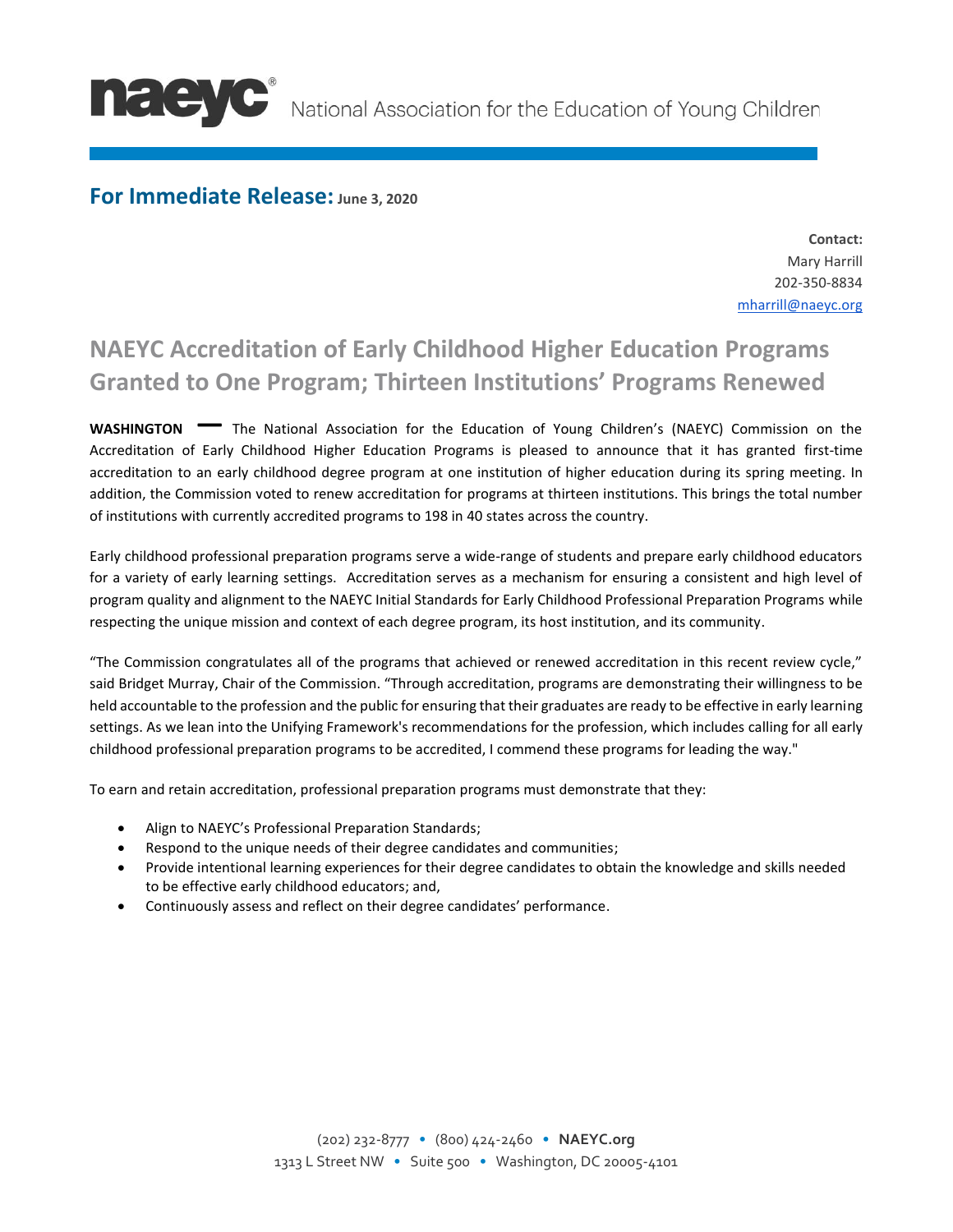naeyc® National Association for the Education of Young Children

**For Immediate Release:** June 3, 2020

**Contact:**
Mary Harrill
202-350-8834
mharrill@naeyc.org

# NAEYC Accreditation of Early Childhood Higher Education Programs Granted to One Program; Thirteen Institutions' Programs Renewed

**WASHINGTON** — The National Association for the Education of Young Children's (NAEYC) Commission on the Accreditation of Early Childhood Higher Education Programs is pleased to announce that it has granted first-time accreditation to an early childhood degree program at one institution of higher education during its spring meeting. In addition, the Commission voted to renew accreditation for programs at thirteen institutions. This brings the total number of institutions with currently accredited programs to 198 in 40 states across the country.

Early childhood professional preparation programs serve a wide-range of students and prepare early childhood educators for a variety of early learning settings. Accreditation serves as a mechanism for ensuring a consistent and high level of program quality and alignment to the NAEYC Initial Standards for Early Childhood Professional Preparation Programs while respecting the unique mission and context of each degree program, its host institution, and its community.

"The Commission congratulates all of the programs that achieved or renewed accreditation in this recent review cycle," said Bridget Murray, Chair of the Commission. "Through accreditation, programs are demonstrating their willingness to be held accountable to the profession and the public for ensuring that their graduates are ready to be effective in early learning settings. As we lean into the Unifying Framework's recommendations for the profession, which includes calling for all early childhood professional preparation programs to be accredited, I commend these programs for leading the way."

To earn and retain accreditation, professional preparation programs must demonstrate that they:

- Align to NAEYC's Professional Preparation Standards;
- Respond to the unique needs of their degree candidates and communities;
- Provide intentional learning experiences for their degree candidates to obtain the knowledge and skills needed to be effective early childhood educators; and,
- Continuously assess and reflect on their degree candidates' performance.

(202) 232-8777 • (800) 424-2460 • **NAEYC.org**
1313 L Street NW • Suite 500 • Washington, DC 20005-4101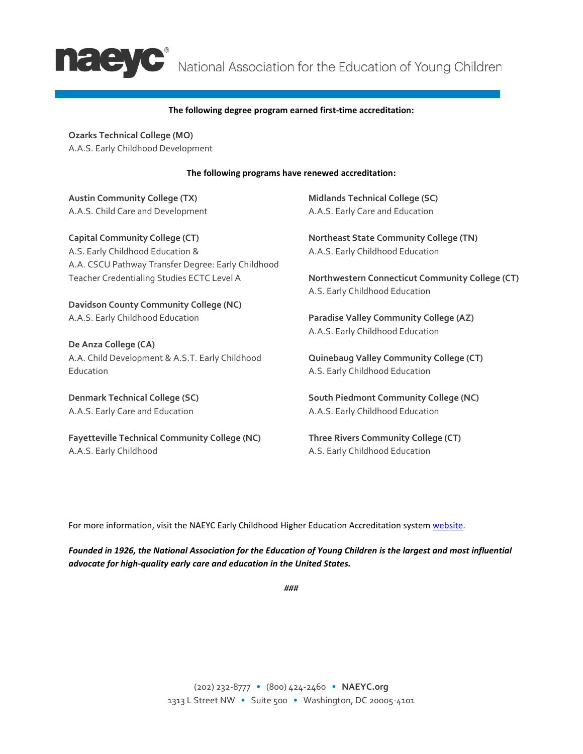**The following degree program earned first-time accreditation:**

**Ozarks Technical College (MO)**
A.A.S. Early Childhood Development

**The following programs have renewed accreditation:**

**Austin Community College (TX)**
A.A.S. Child Care and Development

**Capital Community College (CT)**
A.S. Early Childhood Education &
A.A. CSCU Pathway Transfer Degree: Early Childhood Teacher Credentialing Studies ECTC Level A

**Davidson County Community College (NC)**
A.A.S. Early Childhood Education

**De Anza College (CA)**
A.A. Child Development & A.S.T. Early Childhood Education

**Denmark Technical College (SC)**
A.A.S. Early Care and Education

**Fayetteville Technical Community College (NC)**
A.A.S. Early Childhood

**Midlands Technical College (SC)**
A.A.S. Early Care and Education

**Northeast State Community College (TN)**
A.A.S. Early Childhood Education

**Northwestern Connecticut Community College (CT)**
A.S. Early Childhood Education

**Paradise Valley Community College (AZ)**
A.A.S. Early Childhood Education

**Quinebaug Valley Community College (CT)**
A.S. Early Childhood Education

**South Piedmont Community College (NC)**
A.A.S. Early Childhood Education

**Three Rivers Community College (CT)**
A.S. Early Childhood Education

For more information, visit the NAEYC Early Childhood Higher Education Accreditation system website.

***Founded in 1926, the National Association for the Education of Young Children is the largest and most influential advocate for high-quality early care and education in the United States.***

*###*